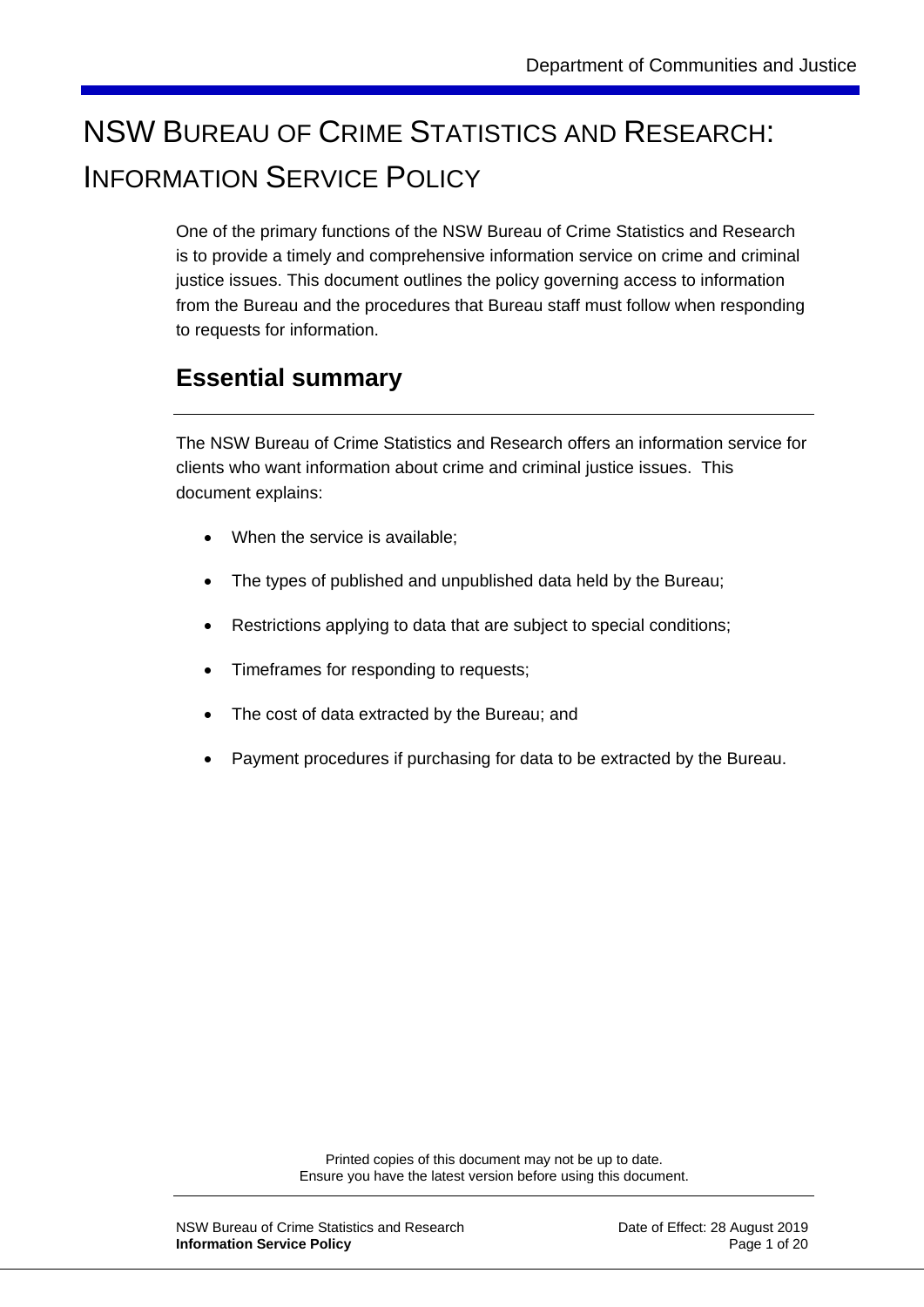# NSW Bureau of Crime Statistics and Research: Information Service Policy

One of the primary functions of the NSW Bureau of Crime Statistics and Research is to provide a timely and comprehensive information service on crime and criminal justice issues. This document outlines the policy governing access to information from the Bureau and the procedures that Bureau staff must follow when responding to requests for information.

## Essential summary

The NSW Bureau of Crime Statistics and Research offers an information service for clients who want information about crime and criminal justice issues. This document explains:

- When the service is available;
- The types of published and unpublished data held by the Bureau;
- Restrictions applying to data that are subject to special conditions;
- Timeframes for responding to requests;
- The cost of data extracted by the Bureau; and
- Payment procedures if purchasing for data to be extracted by the Bureau.

Printed copies of this document may not be up to date.
Ensure you have the latest version before using this document.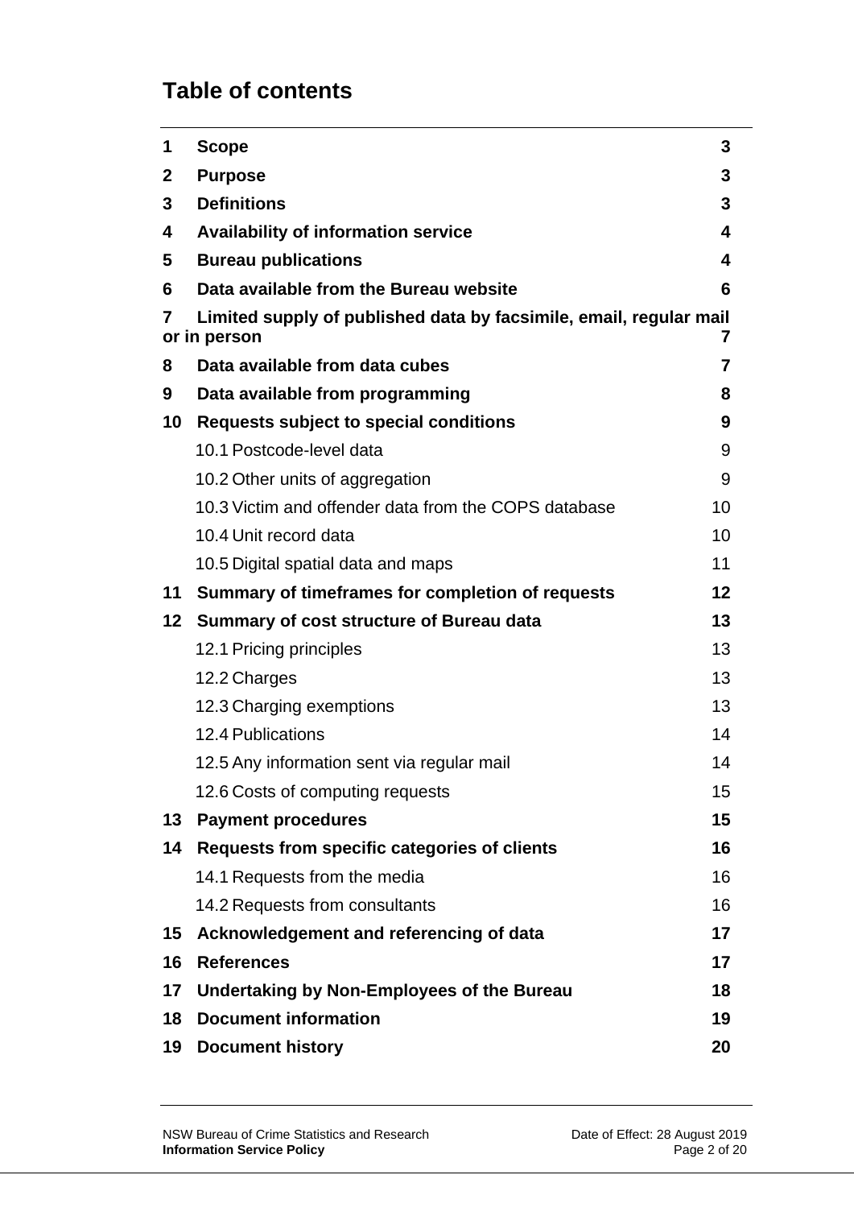# Table of contents

| | | |
|---|---|---|
| **1** | **Scope** | **3** |
| **2** | **Purpose** | **3** |
| **3** | **Definitions** | **3** |
| **4** | **Availability of information service** | **4** |
| **5** | **Bureau publications** | **4** |
| **6** | **Data available from the Bureau website** | **6** |
| **7** | **Limited supply of published data by facsimile, email, regular mail or in person** | **7** |
| **8** | **Data available from data cubes** | **7** |
| **9** | **Data available from programming** | **8** |
| **10** | **Requests subject to special conditions** | **9** |
| | 10.1 Postcode-level data | 9 |
| | 10.2 Other units of aggregation | 9 |
| | 10.3 Victim and offender data from the COPS database | 10 |
| | 10.4 Unit record data | 10 |
| | 10.5 Digital spatial data and maps | 11 |
| **11** | **Summary of timeframes for completion of requests** | **12** |
| **12** | **Summary of cost structure of Bureau data** | **13** |
| | 12.1 Pricing principles | 13 |
| | 12.2 Charges | 13 |
| | 12.3 Charging exemptions | 13 |
| | 12.4 Publications | 14 |
| | 12.5 Any information sent via regular mail | 14 |
| | 12.6 Costs of computing requests | 15 |
| **13** | **Payment procedures** | **15** |
| **14** | **Requests from specific categories of clients** | **16** |
| | 14.1 Requests from the media | 16 |
| | 14.2 Requests from consultants | 16 |
| **15** | **Acknowledgement and referencing of data** | **17** |
| **16** | **References** | **17** |
| **17** | **Undertaking by Non-Employees of the Bureau** | **18** |
| **18** | **Document information** | **19** |
| **19** | **Document history** | **20** |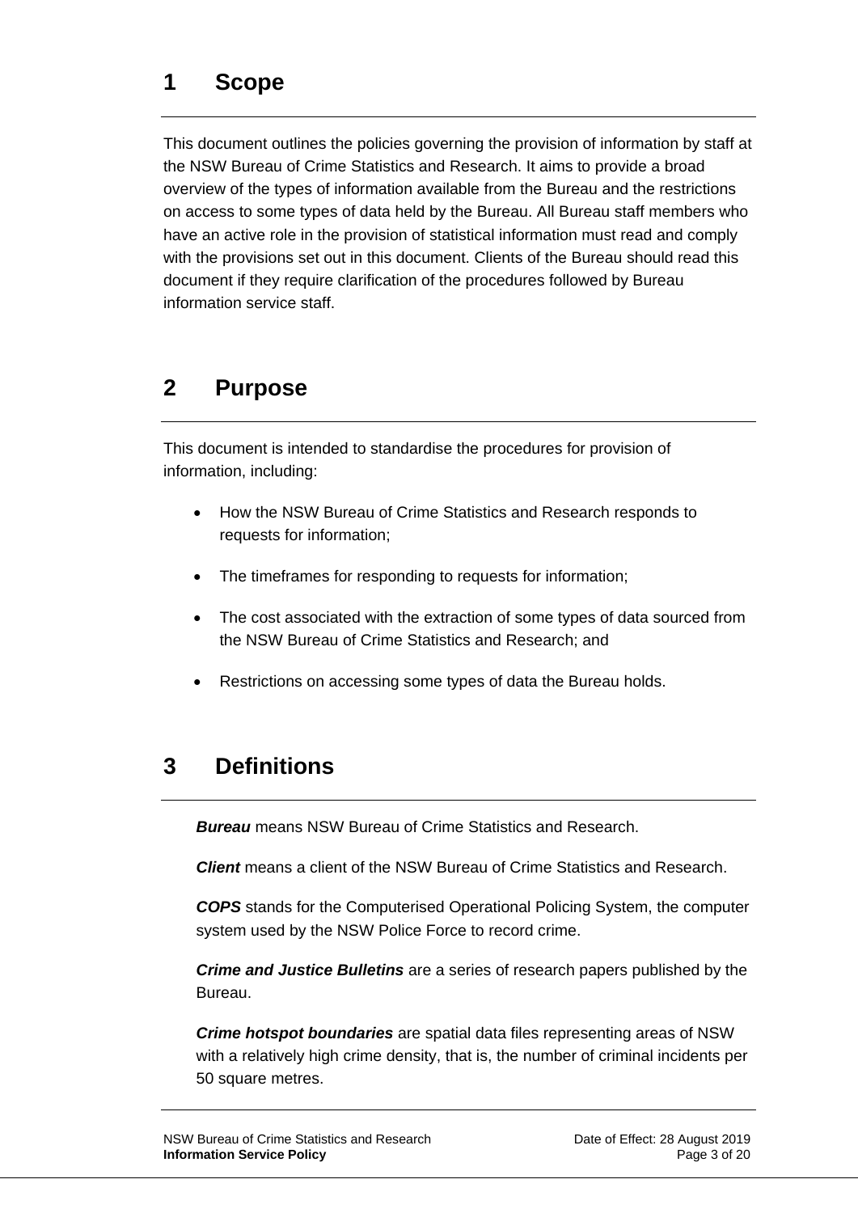# 1 Scope

This document outlines the policies governing the provision of information by staff at the NSW Bureau of Crime Statistics and Research. It aims to provide a broad overview of the types of information available from the Bureau and the restrictions on access to some types of data held by the Bureau. All Bureau staff members who have an active role in the provision of statistical information must read and comply with the provisions set out in this document. Clients of the Bureau should read this document if they require clarification of the procedures followed by Bureau information service staff.

# 2 Purpose

This document is intended to standardise the procedures for provision of information, including:

- How the NSW Bureau of Crime Statistics and Research responds to requests for information;
- The timeframes for responding to requests for information;
- The cost associated with the extraction of some types of data sourced from the NSW Bureau of Crime Statistics and Research; and
- Restrictions on accessing some types of data the Bureau holds.

# 3 Definitions

***Bureau*** means NSW Bureau of Crime Statistics and Research.

***Client*** means a client of the NSW Bureau of Crime Statistics and Research.

***COPS*** stands for the Computerised Operational Policing System, the computer system used by the NSW Police Force to record crime.

***Crime and Justice Bulletins*** are a series of research papers published by the Bureau.

***Crime hotspot boundaries*** are spatial data files representing areas of NSW with a relatively high crime density, that is, the number of criminal incidents per 50 square metres.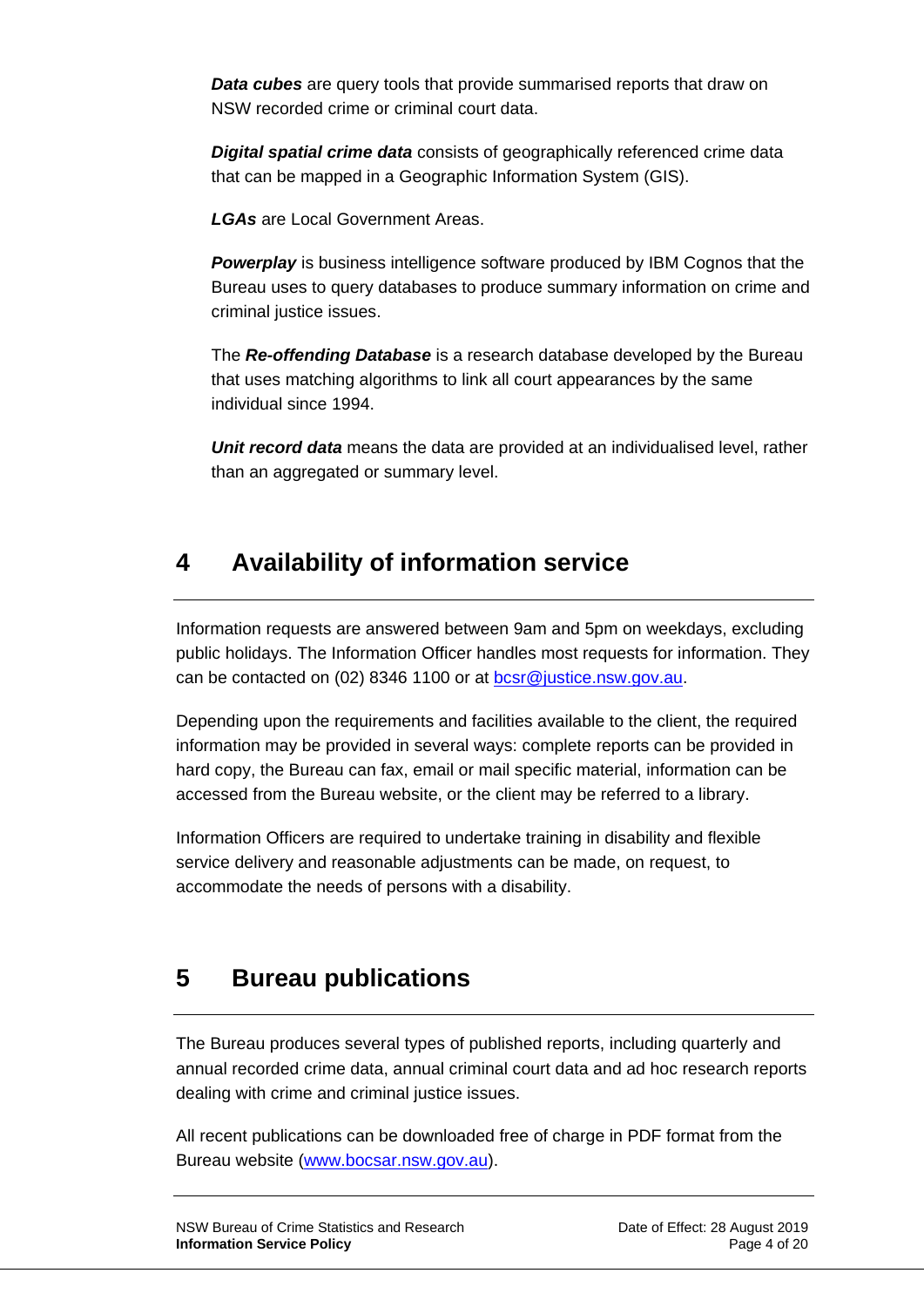***Data cubes*** are query tools that provide summarised reports that draw on NSW recorded crime or criminal court data.

***Digital spatial crime data*** consists of geographically referenced crime data that can be mapped in a Geographic Information System (GIS).

***LGAs*** are Local Government Areas.

***Powerplay*** is business intelligence software produced by IBM Cognos that the Bureau uses to query databases to produce summary information on crime and criminal justice issues.

The ***Re-offending Database*** is a research database developed by the Bureau that uses matching algorithms to link all court appearances by the same individual since 1994.

***Unit record data*** means the data are provided at an individualised level, rather than an aggregated or summary level.

## 4 Availability of information service

Information requests are answered between 9am and 5pm on weekdays, excluding public holidays. The Information Officer handles most requests for information. They can be contacted on (02) 8346 1100 or at bcsr@justice.nsw.gov.au.

Depending upon the requirements and facilities available to the client, the required information may be provided in several ways: complete reports can be provided in hard copy, the Bureau can fax, email or mail specific material, information can be accessed from the Bureau website, or the client may be referred to a library.

Information Officers are required to undertake training in disability and flexible service delivery and reasonable adjustments can be made, on request, to accommodate the needs of persons with a disability.

## 5 Bureau publications

The Bureau produces several types of published reports, including quarterly and annual recorded crime data, annual criminal court data and ad hoc research reports dealing with crime and criminal justice issues.

All recent publications can be downloaded free of charge in PDF format from the Bureau website (www.bocsar.nsw.gov.au).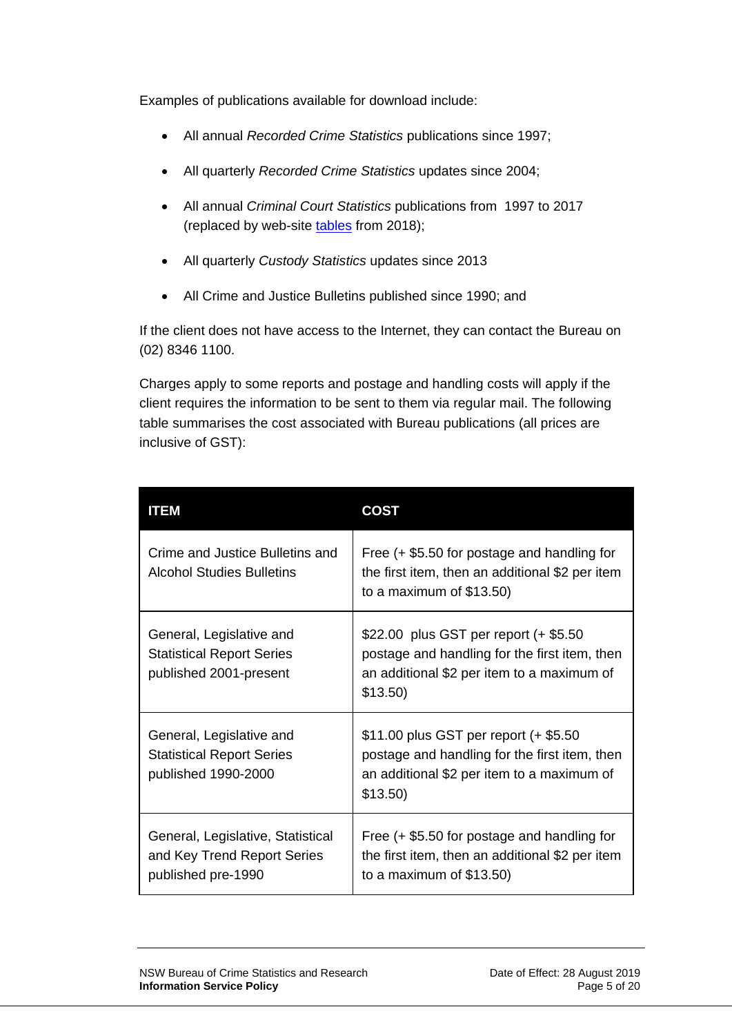Examples of publications available for download include:

- All annual *Recorded Crime Statistics* publications since 1997;
- All quarterly *Recorded Crime Statistics* updates since 2004;
- All annual *Criminal Court Statistics* publications from 1997 to 2017 (replaced by web-site tables from 2018);
- All quarterly *Custody Statistics* updates since 2013
- All Crime and Justice Bulletins published since 1990; and

If the client does not have access to the Internet, they can contact the Bureau on (02) 8346 1100.

Charges apply to some reports and postage and handling costs will apply if the client requires the information to be sent to them via regular mail. The following table summarises the cost associated with Bureau publications (all prices are inclusive of GST):

| ITEM | COST |
| --- | --- |
| Crime and Justice Bulletins and Alcohol Studies Bulletins | Free (+ $5.50 for postage and handling for the first item, then an additional $2 per item to a maximum of $13.50) |
| General, Legislative and Statistical Report Series published 2001-present | $22.00 plus GST per report (+ $5.50 postage and handling for the first item, then an additional $2 per item to a maximum of $13.50) |
| General, Legislative and Statistical Report Series published 1990-2000 | $11.00 plus GST per report (+ $5.50 postage and handling for the first item, then an additional $2 per item to a maximum of $13.50) |
| General, Legislative, Statistical and Key Trend Report Series published pre-1990 | Free (+ $5.50 for postage and handling for the first item, then an additional $2 per item to a maximum of $13.50) |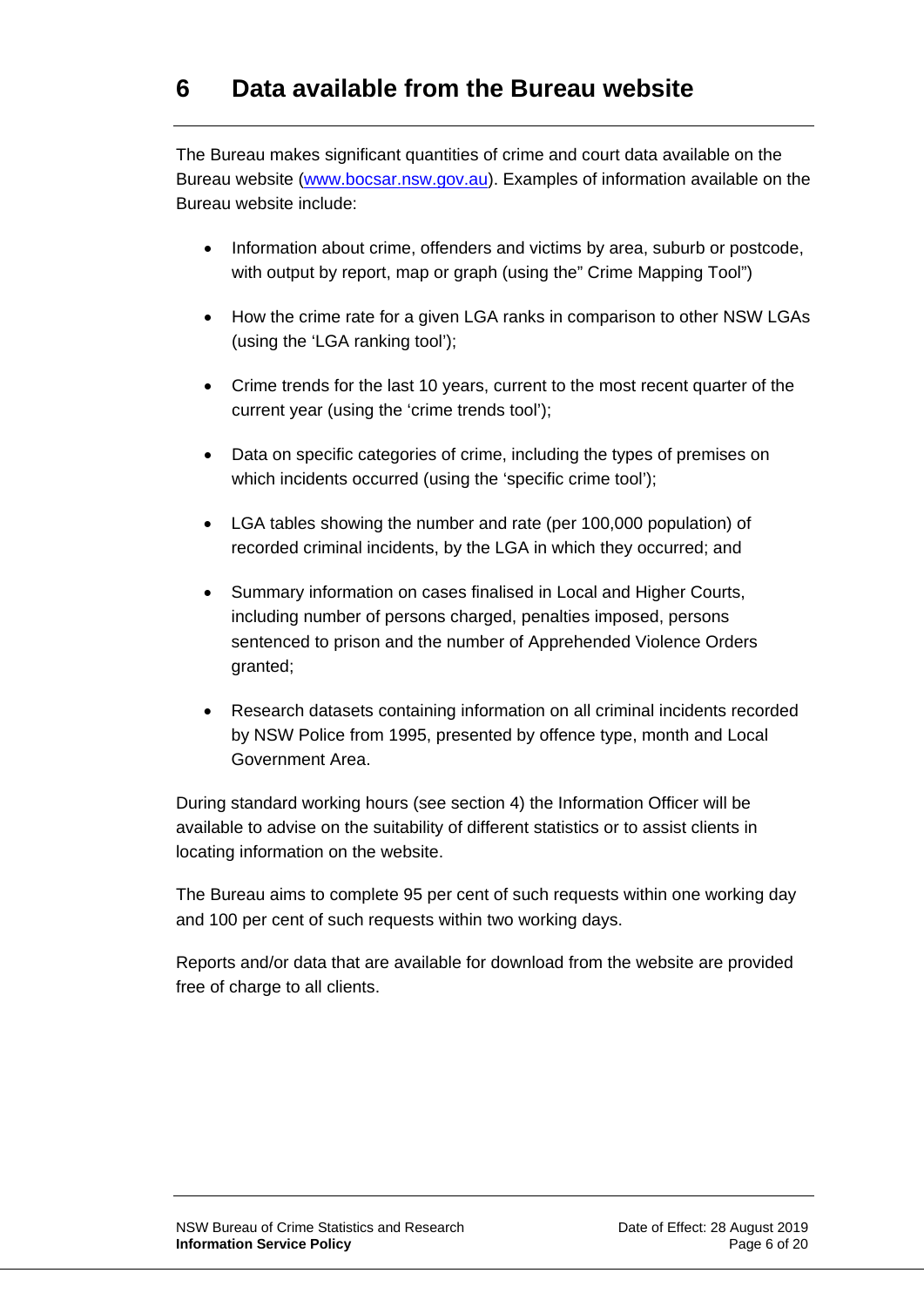# 6 Data available from the Bureau website

The Bureau makes significant quantities of crime and court data available on the Bureau website ([www.bocsar.nsw.gov.au](www.bocsar.nsw.gov.au)). Examples of information available on the Bureau website include:

- Information about crime, offenders and victims by area, suburb or postcode, with output by report, map or graph (using the" Crime Mapping Tool")
- How the crime rate for a given LGA ranks in comparison to other NSW LGAs (using the 'LGA ranking tool');
- Crime trends for the last 10 years, current to the most recent quarter of the current year (using the 'crime trends tool');
- Data on specific categories of crime, including the types of premises on which incidents occurred (using the 'specific crime tool');
- LGA tables showing the number and rate (per 100,000 population) of recorded criminal incidents, by the LGA in which they occurred; and
- Summary information on cases finalised in Local and Higher Courts, including number of persons charged, penalties imposed, persons sentenced to prison and the number of Apprehended Violence Orders granted;
- Research datasets containing information on all criminal incidents recorded by NSW Police from 1995, presented by offence type, month and Local Government Area.

During standard working hours (see section 4) the Information Officer will be available to advise on the suitability of different statistics or to assist clients in locating information on the website.

The Bureau aims to complete 95 per cent of such requests within one working day and 100 per cent of such requests within two working days.

Reports and/or data that are available for download from the website are provided free of charge to all clients.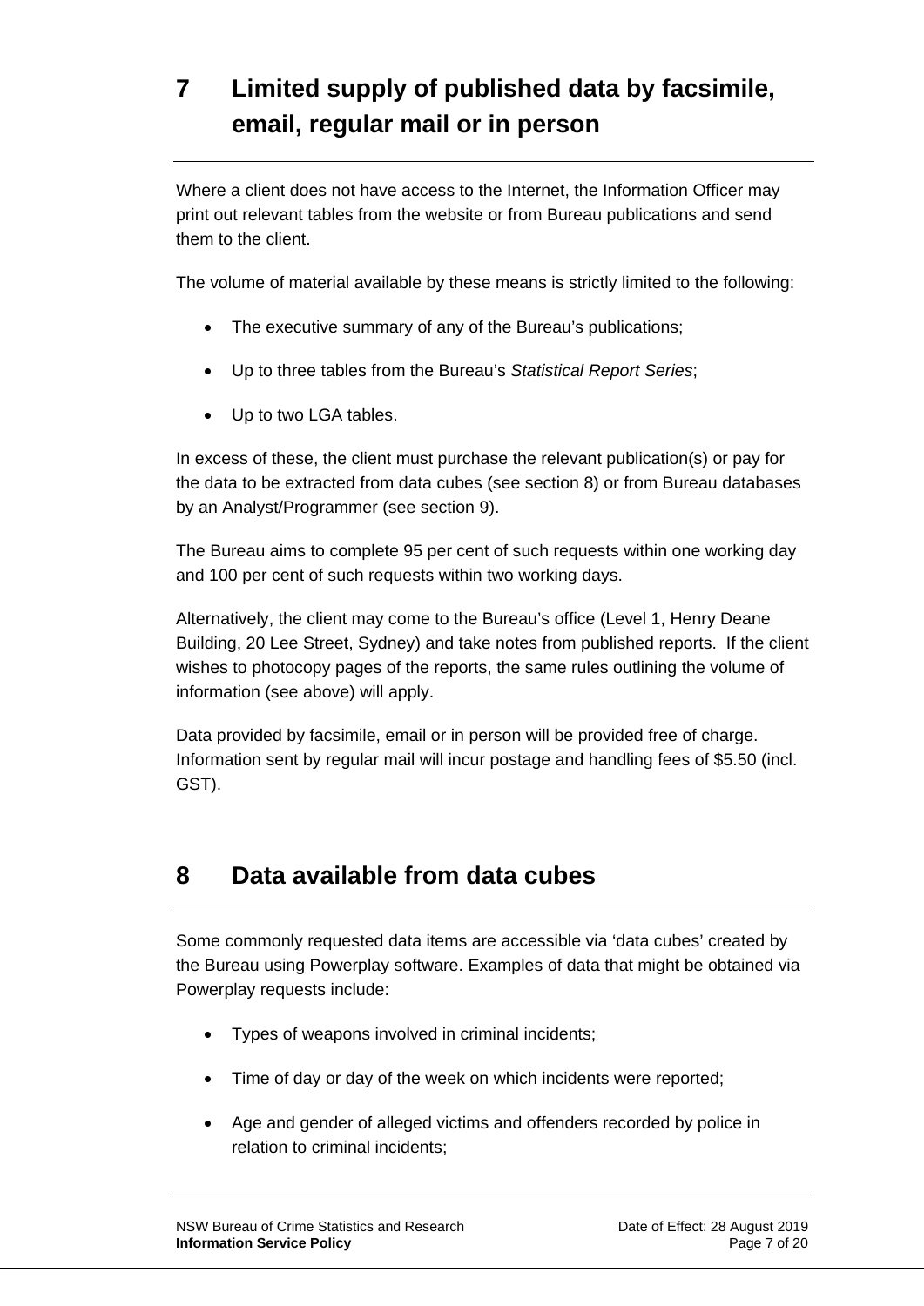# 7 Limited supply of published data by facsimile, email, regular mail or in person

Where a client does not have access to the Internet, the Information Officer may print out relevant tables from the website or from Bureau publications and send them to the client.

The volume of material available by these means is strictly limited to the following:

- The executive summary of any of the Bureau's publications;
- Up to three tables from the Bureau's *Statistical Report Series*;
- Up to two LGA tables.

In excess of these, the client must purchase the relevant publication(s) or pay for the data to be extracted from data cubes (see section 8) or from Bureau databases by an Analyst/Programmer (see section 9).

The Bureau aims to complete 95 per cent of such requests within one working day and 100 per cent of such requests within two working days.

Alternatively, the client may come to the Bureau's office (Level 1, Henry Deane Building, 20 Lee Street, Sydney) and take notes from published reports. If the client wishes to photocopy pages of the reports, the same rules outlining the volume of information (see above) will apply.

Data provided by facsimile, email or in person will be provided free of charge. Information sent by regular mail will incur postage and handling fees of $5.50 (incl. GST).

# 8 Data available from data cubes

Some commonly requested data items are accessible via 'data cubes' created by the Bureau using Powerplay software. Examples of data that might be obtained via Powerplay requests include:

- Types of weapons involved in criminal incidents;
- Time of day or day of the week on which incidents were reported;
- Age and gender of alleged victims and offenders recorded by police in relation to criminal incidents;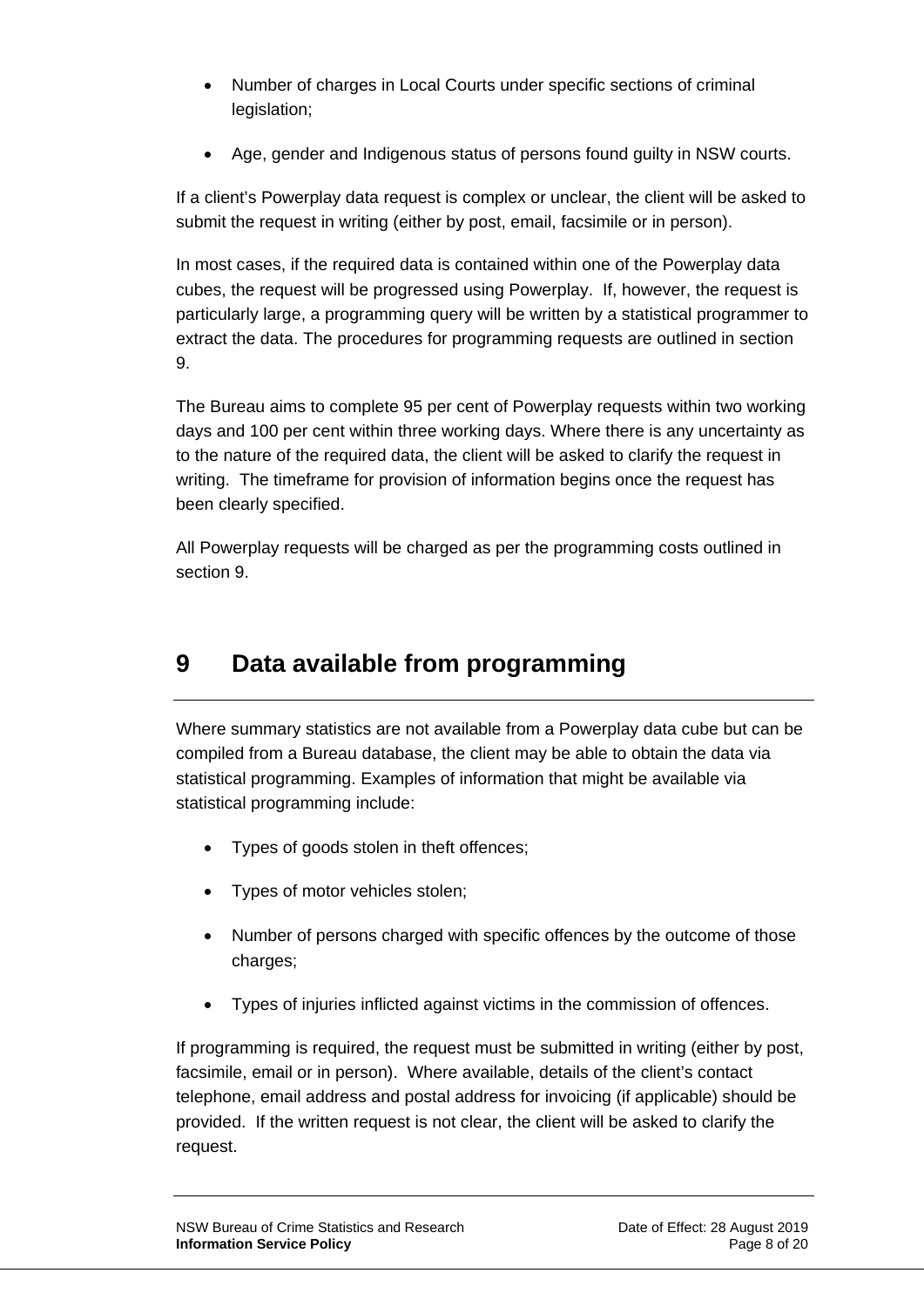- Number of charges in Local Courts under specific sections of criminal legislation;
- Age, gender and Indigenous status of persons found guilty in NSW courts.

If a client's Powerplay data request is complex or unclear, the client will be asked to submit the request in writing (either by post, email, facsimile or in person).

In most cases, if the required data is contained within one of the Powerplay data cubes, the request will be progressed using Powerplay. If, however, the request is particularly large, a programming query will be written by a statistical programmer to extract the data. The procedures for programming requests are outlined in section 9.

The Bureau aims to complete 95 per cent of Powerplay requests within two working days and 100 per cent within three working days. Where there is any uncertainty as to the nature of the required data, the client will be asked to clarify the request in writing. The timeframe for provision of information begins once the request has been clearly specified.

All Powerplay requests will be charged as per the programming costs outlined in section 9.

# 9 Data available from programming

Where summary statistics are not available from a Powerplay data cube but can be compiled from a Bureau database, the client may be able to obtain the data via statistical programming. Examples of information that might be available via statistical programming include:

- Types of goods stolen in theft offences;
- Types of motor vehicles stolen;
- Number of persons charged with specific offences by the outcome of those charges;
- Types of injuries inflicted against victims in the commission of offences.

If programming is required, the request must be submitted in writing (either by post, facsimile, email or in person). Where available, details of the client's contact telephone, email address and postal address for invoicing (if applicable) should be provided. If the written request is not clear, the client will be asked to clarify the request.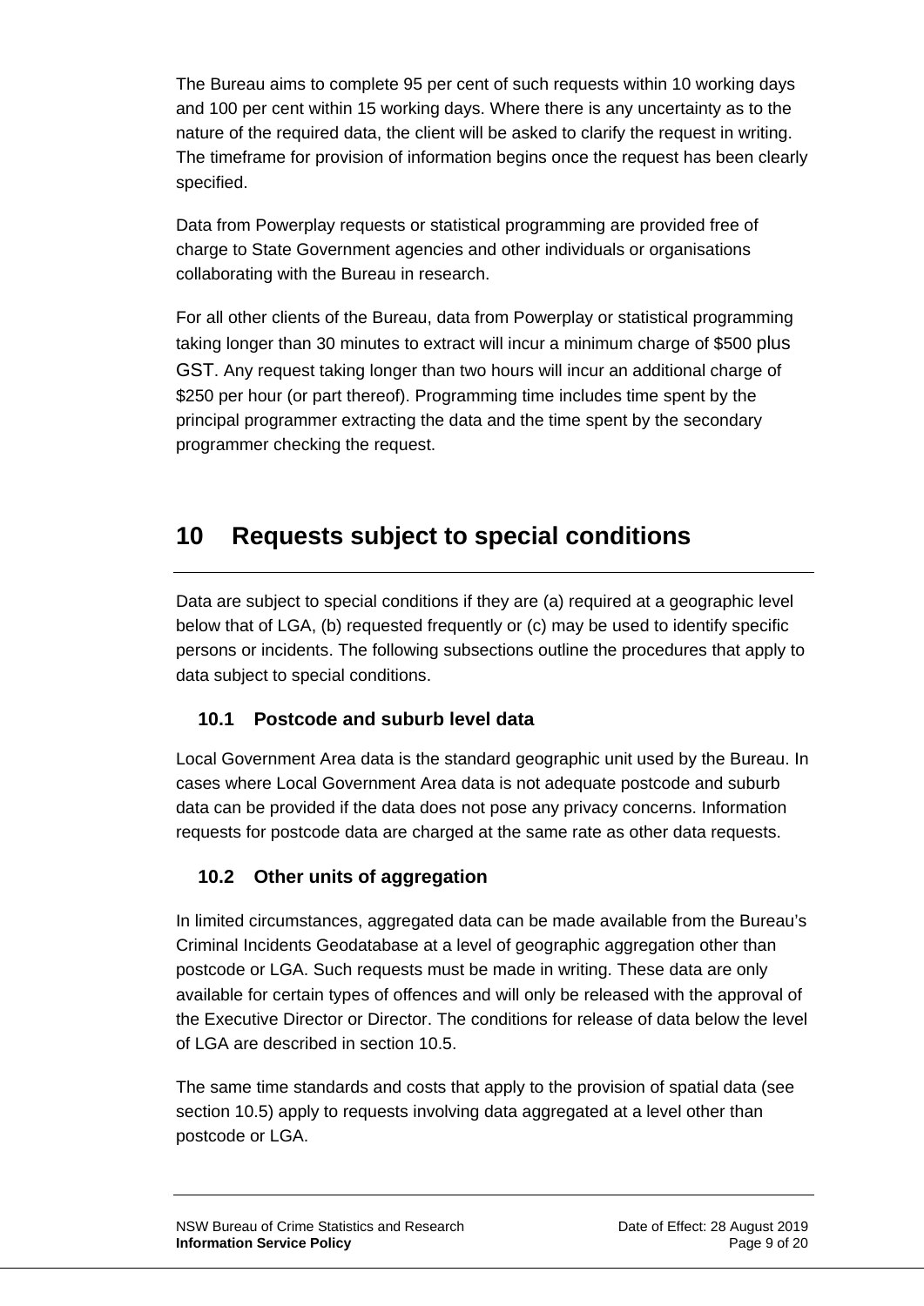The Bureau aims to complete 95 per cent of such requests within 10 working days and 100 per cent within 15 working days. Where there is any uncertainty as to the nature of the required data, the client will be asked to clarify the request in writing. The timeframe for provision of information begins once the request has been clearly specified.

Data from Powerplay requests or statistical programming are provided free of charge to State Government agencies and other individuals or organisations collaborating with the Bureau in research.

For all other clients of the Bureau, data from Powerplay or statistical programming taking longer than 30 minutes to extract will incur a minimum charge of $500 plus GST. Any request taking longer than two hours will incur an additional charge of $250 per hour (or part thereof). Programming time includes time spent by the principal programmer extracting the data and the time spent by the secondary programmer checking the request.

# 10 Requests subject to special conditions

Data are subject to special conditions if they are (a) required at a geographic level below that of LGA, (b) requested frequently or (c) may be used to identify specific persons or incidents. The following subsections outline the procedures that apply to data subject to special conditions.

## 10.1 Postcode and suburb level data

Local Government Area data is the standard geographic unit used by the Bureau. In cases where Local Government Area data is not adequate postcode and suburb data can be provided if the data does not pose any privacy concerns. Information requests for postcode data are charged at the same rate as other data requests.

## 10.2 Other units of aggregation

In limited circumstances, aggregated data can be made available from the Bureau's Criminal Incidents Geodatabase at a level of geographic aggregation other than postcode or LGA. Such requests must be made in writing. These data are only available for certain types of offences and will only be released with the approval of the Executive Director or Director. The conditions for release of data below the level of LGA are described in section 10.5.

The same time standards and costs that apply to the provision of spatial data (see section 10.5) apply to requests involving data aggregated at a level other than postcode or LGA.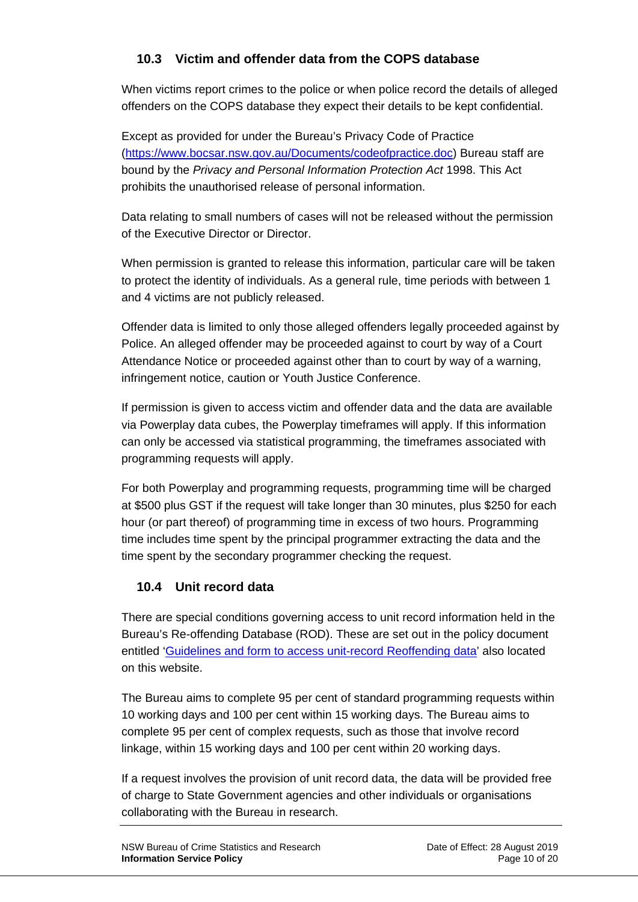### 10.3 Victim and offender data from the COPS database

When victims report crimes to the police or when police record the details of alleged offenders on the COPS database they expect their details to be kept confidential.

Except as provided for under the Bureau's Privacy Code of Practice ([https://www.bocsar.nsw.gov.au/Documents/codeofpractice.doc](https://www.bocsar.nsw.gov.au/Documents/codeofpractice.doc)) Bureau staff are bound by the *Privacy and Personal Information Protection Act* 1998. This Act prohibits the unauthorised release of personal information.

Data relating to small numbers of cases will not be released without the permission of the Executive Director or Director.

When permission is granted to release this information, particular care will be taken to protect the identity of individuals. As a general rule, time periods with between 1 and 4 victims are not publicly released.

Offender data is limited to only those alleged offenders legally proceeded against by Police. An alleged offender may be proceeded against to court by way of a Court Attendance Notice or proceeded against other than to court by way of a warning, infringement notice, caution or Youth Justice Conference.

If permission is given to access victim and offender data and the data are available via Powerplay data cubes, the Powerplay timeframes will apply. If this information can only be accessed via statistical programming, the timeframes associated with programming requests will apply.

For both Powerplay and programming requests, programming time will be charged at $500 plus GST if the request will take longer than 30 minutes, plus $250 for each hour (or part thereof) of programming time in excess of two hours. Programming time includes time spent by the principal programmer extracting the data and the time spent by the secondary programmer checking the request.

### 10.4 Unit record data

There are special conditions governing access to unit record information held in the Bureau's Re-offending Database (ROD). These are set out in the policy document entitled '[Guidelines and form to access unit-record Reoffending data]()' also located on this website.

The Bureau aims to complete 95 per cent of standard programming requests within 10 working days and 100 per cent within 15 working days. The Bureau aims to complete 95 per cent of complex requests, such as those that involve record linkage, within 15 working days and 100 per cent within 20 working days.

If a request involves the provision of unit record data, the data will be provided free of charge to State Government agencies and other individuals or organisations collaborating with the Bureau in research.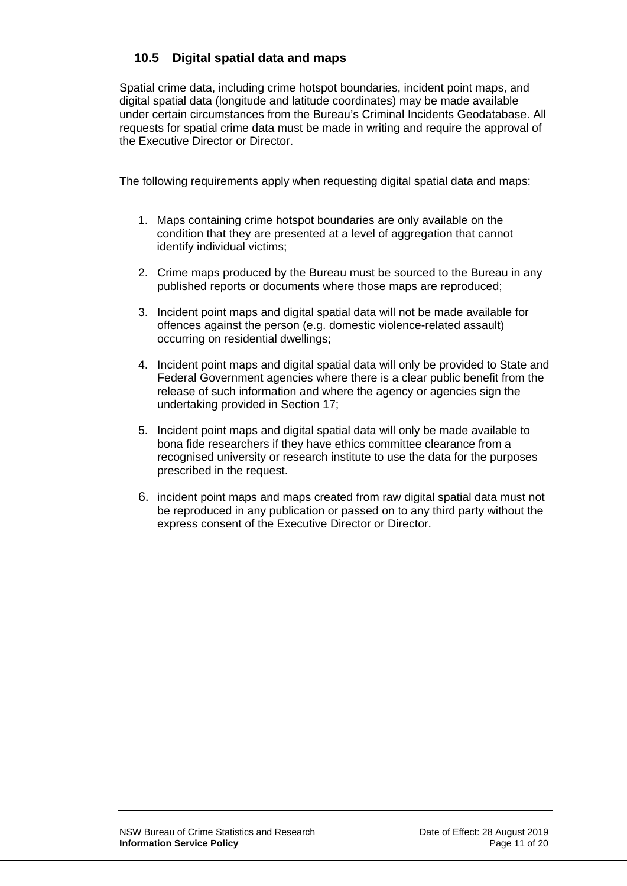### 10.5 Digital spatial data and maps

Spatial crime data, including crime hotspot boundaries, incident point maps, and digital spatial data (longitude and latitude coordinates) may be made available under certain circumstances from the Bureau's Criminal Incidents Geodatabase. All requests for spatial crime data must be made in writing and require the approval of the Executive Director or Director.

The following requirements apply when requesting digital spatial data and maps:

1. Maps containing crime hotspot boundaries are only available on the condition that they are presented at a level of aggregation that cannot identify individual victims;
2. Crime maps produced by the Bureau must be sourced to the Bureau in any published reports or documents where those maps are reproduced;
3. Incident point maps and digital spatial data will not be made available for offences against the person (e.g. domestic violence-related assault) occurring on residential dwellings;
4. Incident point maps and digital spatial data will only be provided to State and Federal Government agencies where there is a clear public benefit from the release of such information and where the agency or agencies sign the undertaking provided in Section 17;
5. Incident point maps and digital spatial data will only be made available to bona fide researchers if they have ethics committee clearance from a recognised university or research institute to use the data for the purposes prescribed in the request.
6. incident point maps and maps created from raw digital spatial data must not be reproduced in any publication or passed on to any third party without the express consent of the Executive Director or Director.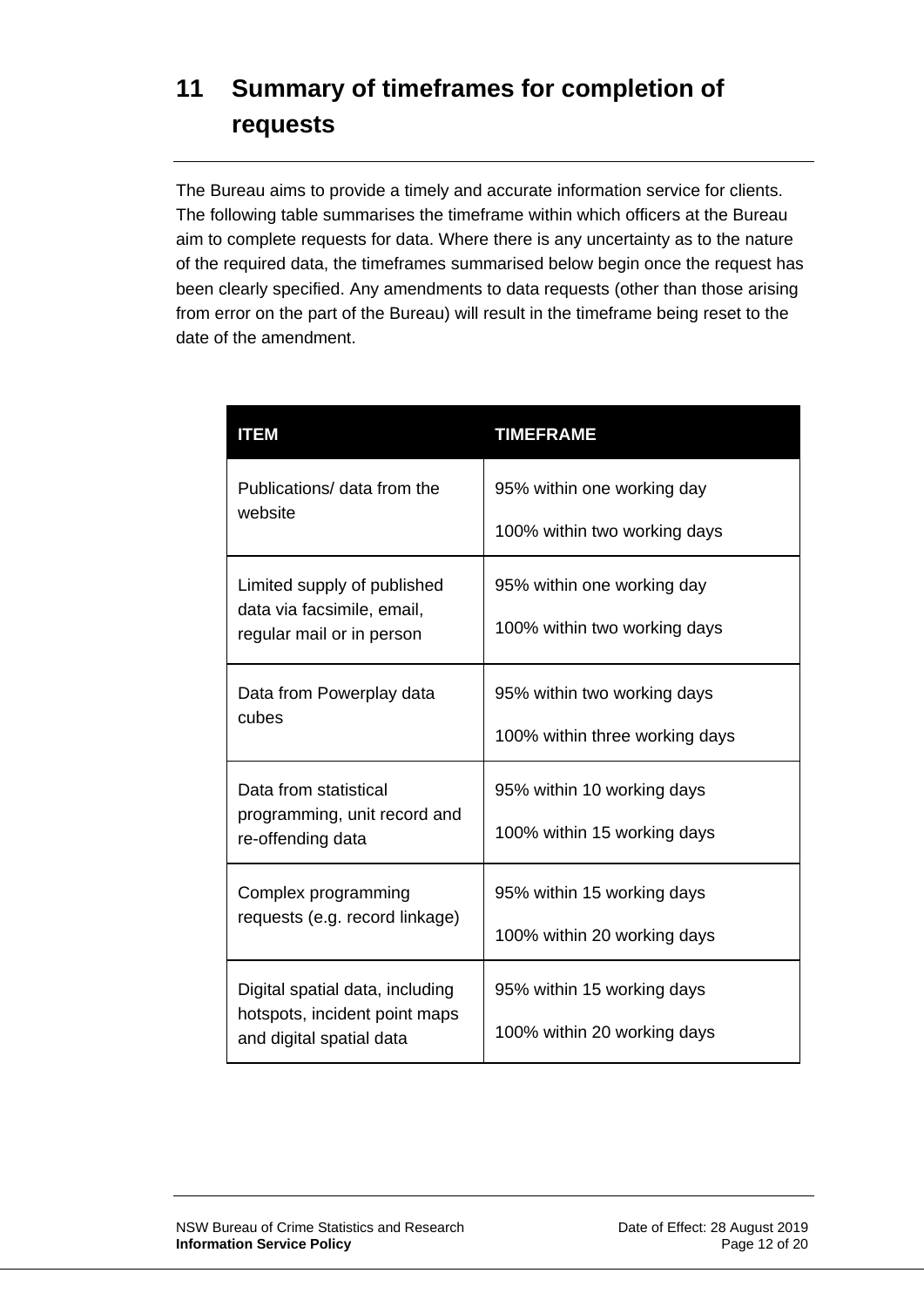# 11 Summary of timeframes for completion of requests

The Bureau aims to provide a timely and accurate information service for clients. The following table summarises the timeframe within which officers at the Bureau aim to complete requests for data. Where there is any uncertainty as to the nature of the required data, the timeframes summarised below begin once the request has been clearly specified. Any amendments to data requests (other than those arising from error on the part of the Bureau) will result in the timeframe being reset to the date of the amendment.

| ITEM | TIMEFRAME |
|---|---|
| Publications/ data from the website | 95% within one working day<br>100% within two working days |
| Limited supply of published data via facsimile, email, regular mail or in person | 95% within one working day<br>100% within two working days |
| Data from Powerplay data cubes | 95% within two working days<br>100% within three working days |
| Data from statistical programming, unit record and re-offending data | 95% within 10 working days<br>100% within 15 working days |
| Complex programming requests (e.g. record linkage) | 95% within 15 working days<br>100% within 20 working days |
| Digital spatial data, including hotspots, incident point maps and digital spatial data | 95% within 15 working days<br>100% within 20 working days |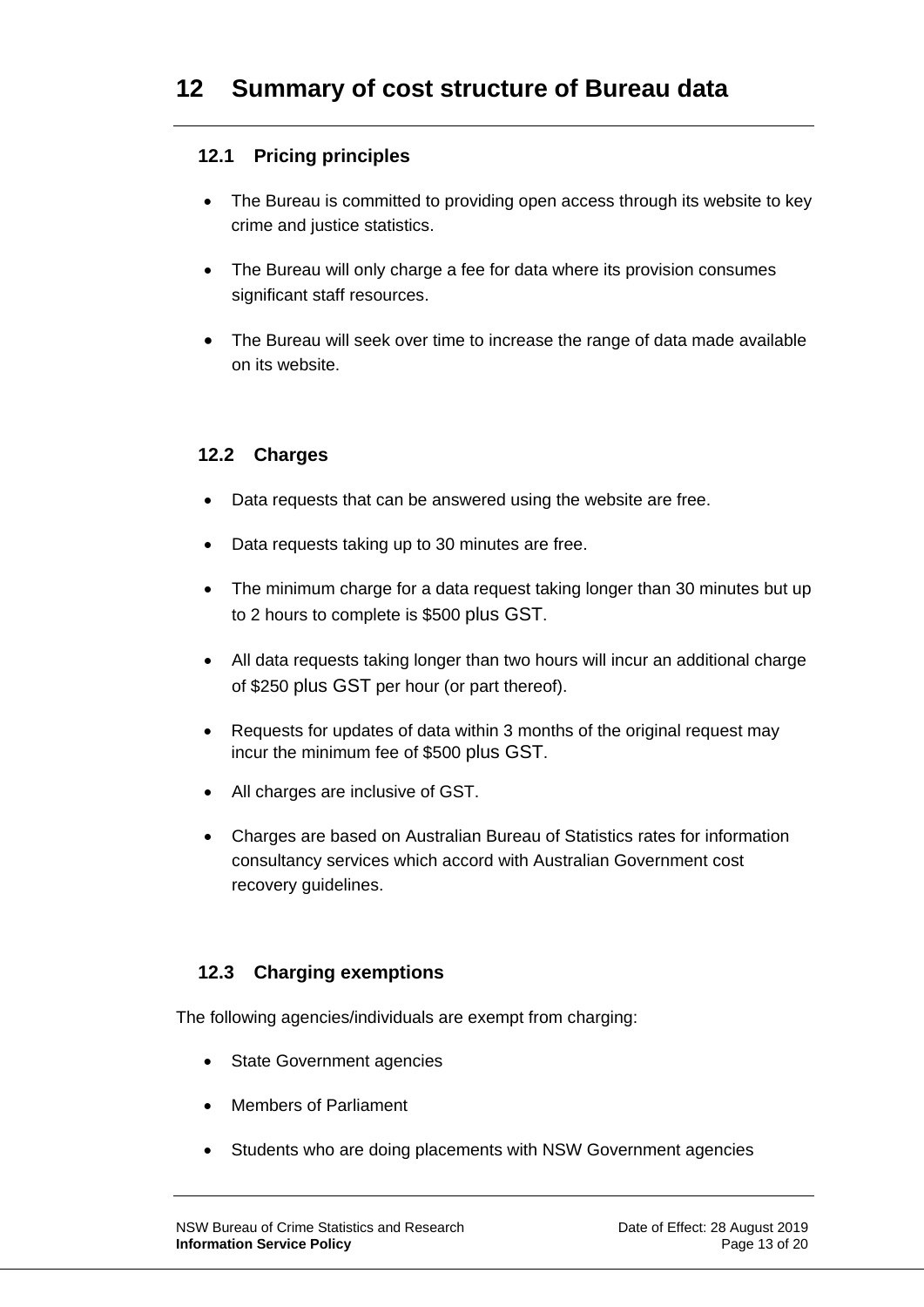# 12 Summary of cost structure of Bureau data

## 12.1 Pricing principles

- The Bureau is committed to providing open access through its website to key crime and justice statistics.
- The Bureau will only charge a fee for data where its provision consumes significant staff resources.
- The Bureau will seek over time to increase the range of data made available on its website.

## 12.2 Charges

- Data requests that can be answered using the website are free.
- Data requests taking up to 30 minutes are free.
- The minimum charge for a data request taking longer than 30 minutes but up to 2 hours to complete is $500 plus GST.
- All data requests taking longer than two hours will incur an additional charge of $250 plus GST per hour (or part thereof).
- Requests for updates of data within 3 months of the original request may incur the minimum fee of $500 plus GST.
- All charges are inclusive of GST.
- Charges are based on Australian Bureau of Statistics rates for information consultancy services which accord with Australian Government cost recovery guidelines.

## 12.3 Charging exemptions

The following agencies/individuals are exempt from charging:

- State Government agencies
- Members of Parliament
- Students who are doing placements with NSW Government agencies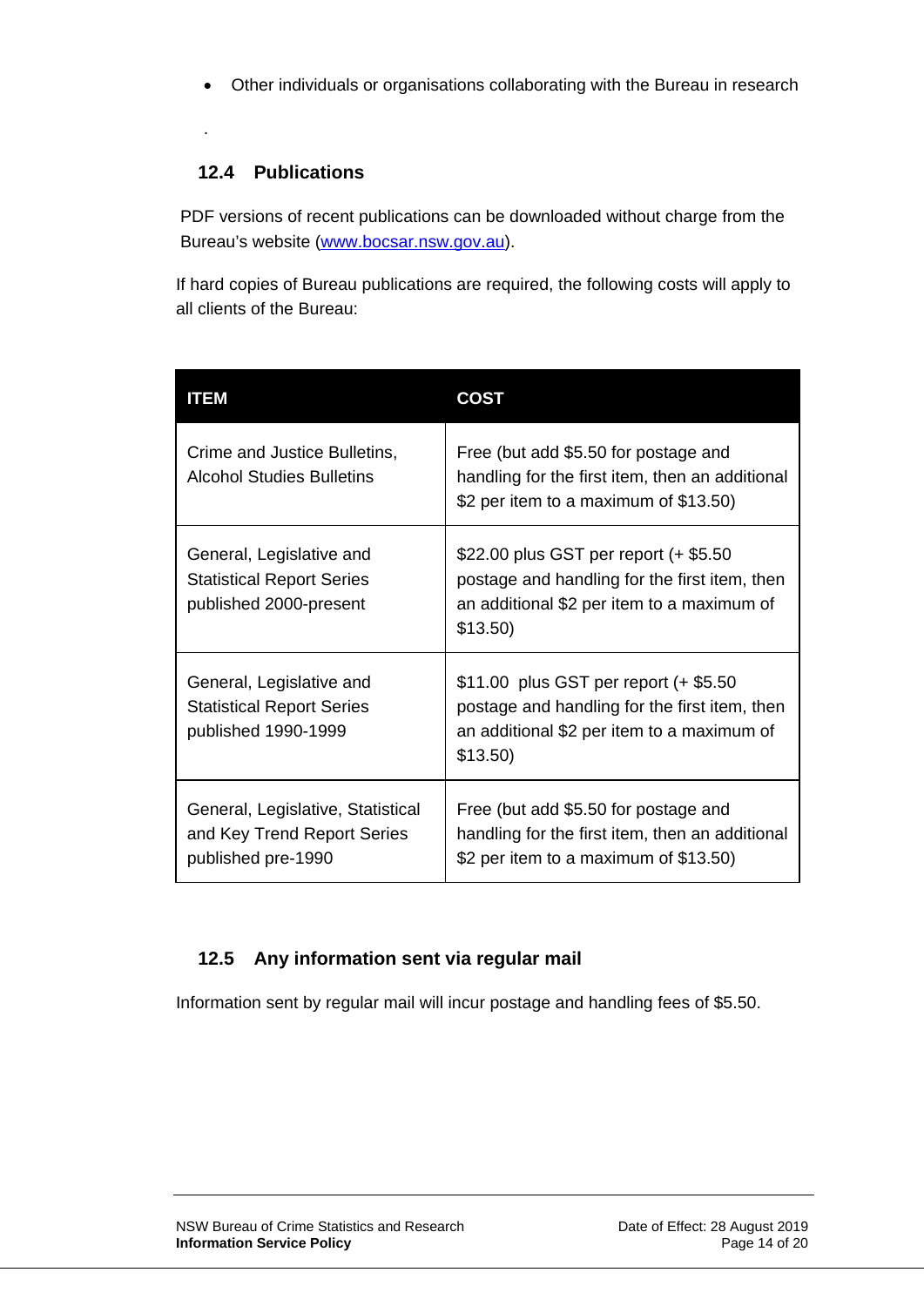- Other individuals or organisations collaborating with the Bureau in research

.

### 12.4 Publications

PDF versions of recent publications can be downloaded without charge from the Bureau's website (www.bocsar.nsw.gov.au).

If hard copies of Bureau publications are required, the following costs will apply to all clients of the Bureau:

| ITEM | COST |
|---|---|
| Crime and Justice Bulletins, Alcohol Studies Bulletins | Free (but add $5.50 for postage and handling for the first item, then an additional $2 per item to a maximum of $13.50) |
| General, Legislative and Statistical Report Series published 2000-present | $22.00 plus GST per report (+ $5.50 postage and handling for the first item, then an additional $2 per item to a maximum of $13.50) |
| General, Legislative and Statistical Report Series published 1990-1999 | $11.00 plus GST per report (+ $5.50 postage and handling for the first item, then an additional $2 per item to a maximum of $13.50) |
| General, Legislative, Statistical and Key Trend Report Series published pre-1990 | Free (but add $5.50 for postage and handling for the first item, then an additional $2 per item to a maximum of $13.50) |

### 12.5 Any information sent via regular mail

Information sent by regular mail will incur postage and handling fees of $5.50.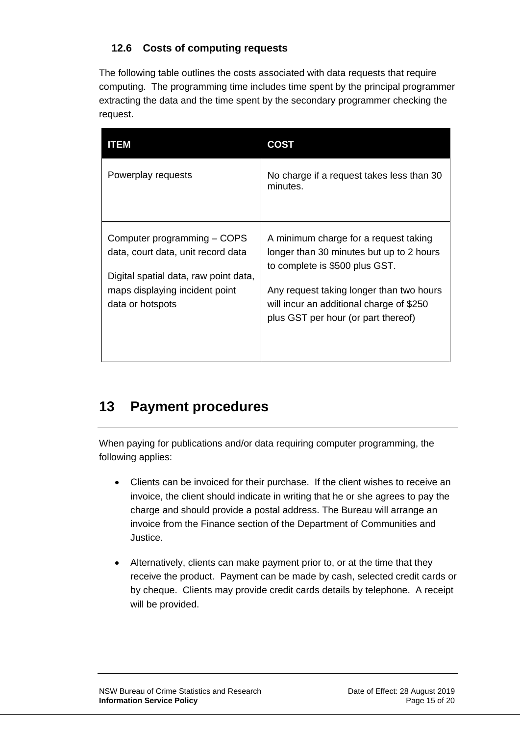### 12.6 Costs of computing requests

The following table outlines the costs associated with data requests that require computing. The programming time includes time spent by the principal programmer extracting the data and the time spent by the secondary programmer checking the request.

| ITEM | COST |
|---|---|
| Powerplay requests | No charge if a request takes less than 30 minutes. |
| Computer programming – COPS data, court data, unit record data<br><br>Digital spatial data, raw point data, maps displaying incident point data or hotspots | A minimum charge for a request taking longer than 30 minutes but up to 2 hours to complete is $500 plus GST.<br><br>Any request taking longer than two hours will incur an additional charge of $250 plus GST per hour (or part thereof) |

# 13 Payment procedures

When paying for publications and/or data requiring computer programming, the following applies:

- Clients can be invoiced for their purchase. If the client wishes to receive an invoice, the client should indicate in writing that he or she agrees to pay the charge and should provide a postal address. The Bureau will arrange an invoice from the Finance section of the Department of Communities and Justice.
- Alternatively, clients can make payment prior to, or at the time that they receive the product. Payment can be made by cash, selected credit cards or by cheque. Clients may provide credit cards details by telephone. A receipt will be provided.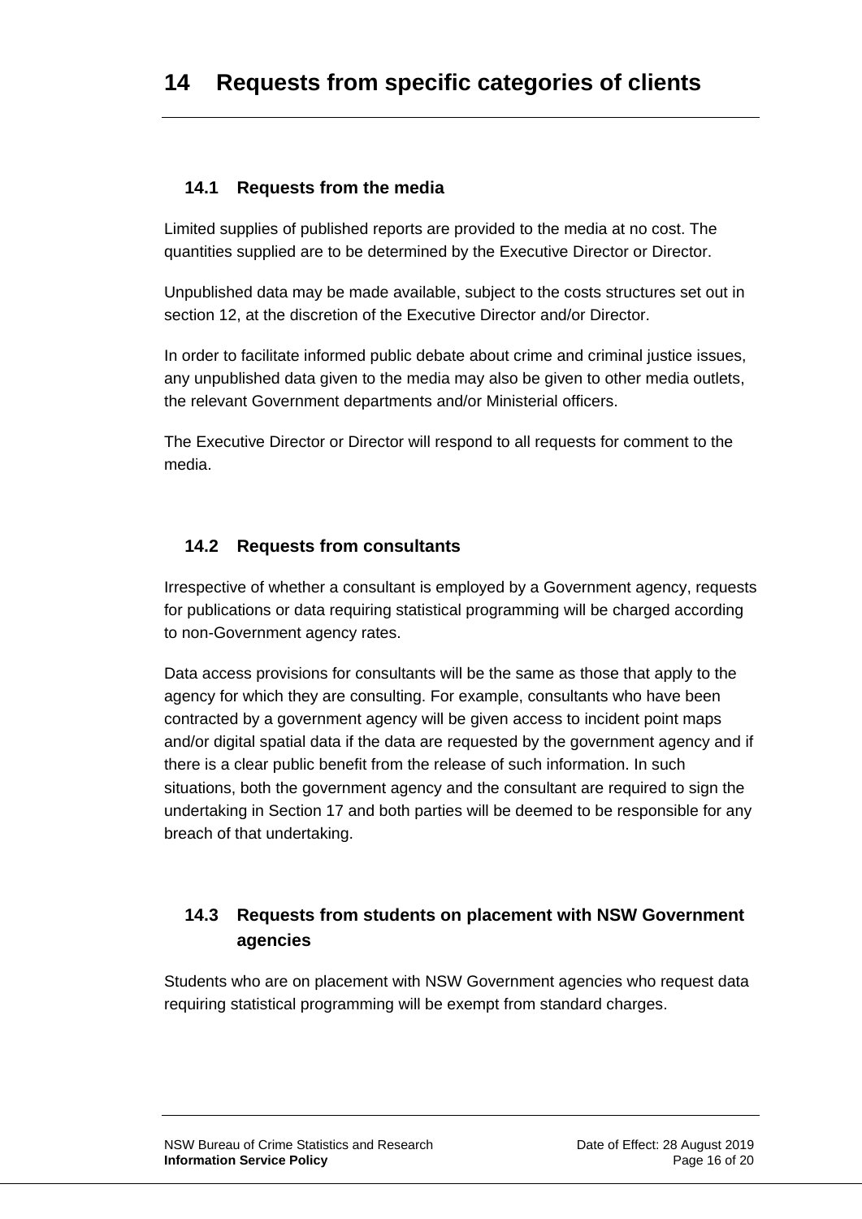# 14 Requests from specific categories of clients

## 14.1 Requests from the media

Limited supplies of published reports are provided to the media at no cost. The quantities supplied are to be determined by the Executive Director or Director.

Unpublished data may be made available, subject to the costs structures set out in section 12, at the discretion of the Executive Director and/or Director.

In order to facilitate informed public debate about crime and criminal justice issues, any unpublished data given to the media may also be given to other media outlets, the relevant Government departments and/or Ministerial officers.

The Executive Director or Director will respond to all requests for comment to the media.

## 14.2 Requests from consultants

Irrespective of whether a consultant is employed by a Government agency, requests for publications or data requiring statistical programming will be charged according to non-Government agency rates.

Data access provisions for consultants will be the same as those that apply to the agency for which they are consulting. For example, consultants who have been contracted by a government agency will be given access to incident point maps and/or digital spatial data if the data are requested by the government agency and if there is a clear public benefit from the release of such information. In such situations, both the government agency and the consultant are required to sign the undertaking in Section 17 and both parties will be deemed to be responsible for any breach of that undertaking.

## 14.3 Requests from students on placement with NSW Government agencies

Students who are on placement with NSW Government agencies who request data requiring statistical programming will be exempt from standard charges.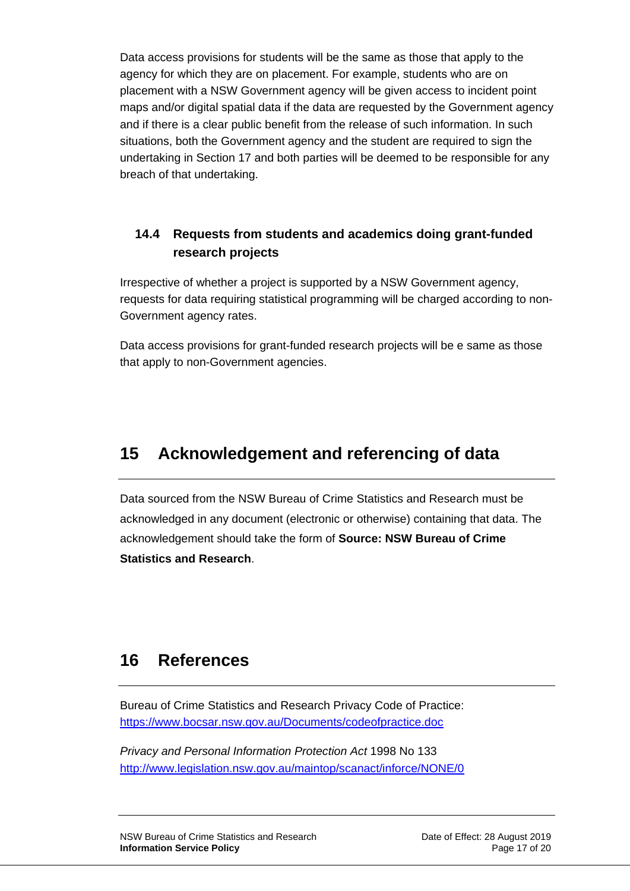Data access provisions for students will be the same as those that apply to the agency for which they are on placement. For example, students who are on placement with a NSW Government agency will be given access to incident point maps and/or digital spatial data if the data are requested by the Government agency and if there is a clear public benefit from the release of such information. In such situations, both the Government agency and the student are required to sign the undertaking in Section 17 and both parties will be deemed to be responsible for any breach of that undertaking.

### 14.4 Requests from students and academics doing grant-funded research projects

Irrespective of whether a project is supported by a NSW Government agency, requests for data requiring statistical programming will be charged according to non-Government agency rates.

Data access provisions for grant-funded research projects will be e same as those that apply to non-Government agencies.

## 15 Acknowledgement and referencing of data

Data sourced from the NSW Bureau of Crime Statistics and Research must be acknowledged in any document (electronic or otherwise) containing that data. The acknowledgement should take the form of **Source: NSW Bureau of Crime Statistics and Research**.

## 16 References

Bureau of Crime Statistics and Research Privacy Code of Practice: https://www.bocsar.nsw.gov.au/Documents/codeofpractice.doc

*Privacy and Personal Information Protection Act* 1998 No 133 http://www.legislation.nsw.gov.au/maintop/scanact/inforce/NONE/0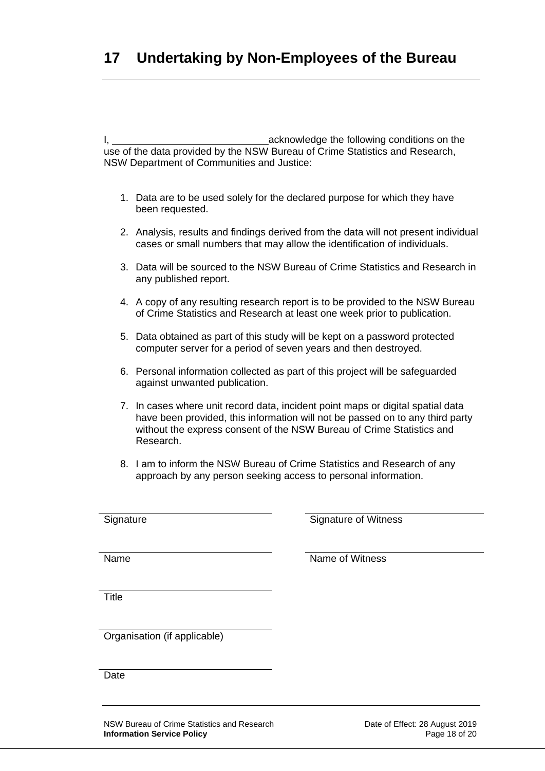# 17 Undertaking by Non-Employees of the Bureau

I, ____________________________ acknowledge the following conditions on the use of the data provided by the NSW Bureau of Crime Statistics and Research, NSW Department of Communities and Justice:

1. Data are to be used solely for the declared purpose for which they have been requested.
2. Analysis, results and findings derived from the data will not present individual cases or small numbers that may allow the identification of individuals.
3. Data will be sourced to the NSW Bureau of Crime Statistics and Research in any published report.
4. A copy of any resulting research report is to be provided to the NSW Bureau of Crime Statistics and Research at least one week prior to publication.
5. Data obtained as part of this study will be kept on a password protected computer server for a period of seven years and then destroyed.
6. Personal information collected as part of this project will be safeguarded against unwanted publication.
7. In cases where unit record data, incident point maps or digital spatial data have been provided, this information will not be passed on to any third party without the express consent of the NSW Bureau of Crime Statistics and Research.
8. I am to inform the NSW Bureau of Crime Statistics and Research of any approach by any person seeking access to personal information.

______________________________
Signature

______________________________
Name

______________________________
Title

______________________________
Organisation (if applicable)

______________________________
Date

______________________________
Signature of Witness

______________________________
Name of Witness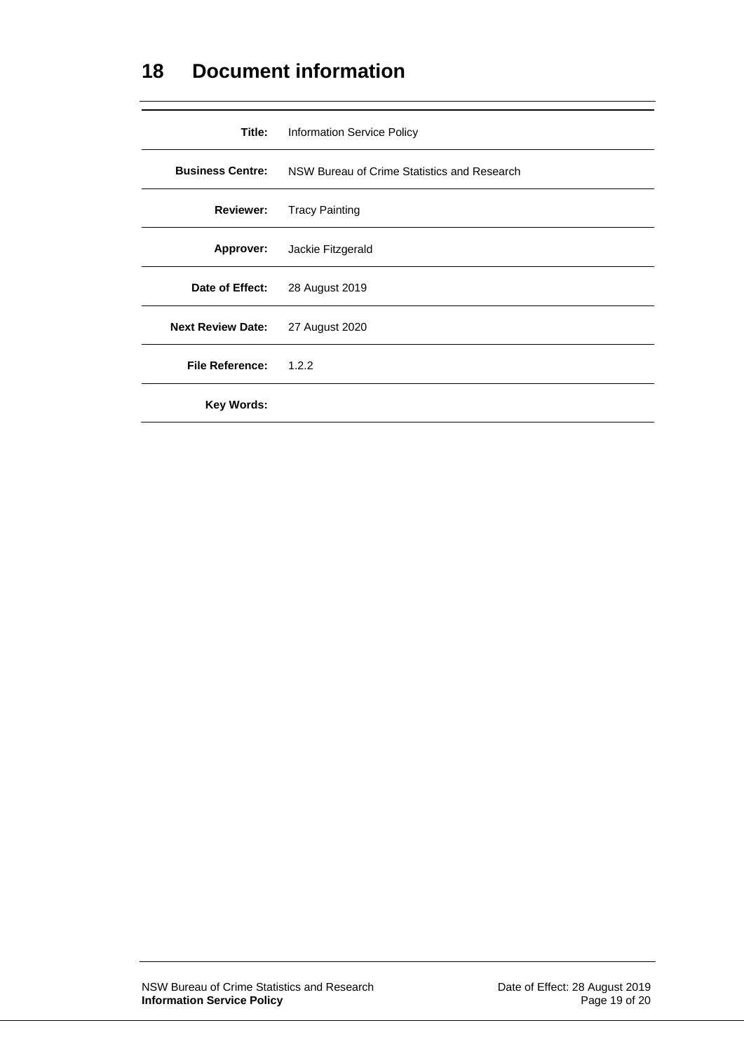# 18 Document information

| | |
|---|---|
| **Title:** | Information Service Policy |
| **Business Centre:** | NSW Bureau of Crime Statistics and Research |
| **Reviewer:** | Tracy Painting |
| **Approver:** | Jackie Fitzgerald |
| **Date of Effect:** | 28 August 2019 |
| **Next Review Date:** | 27 August 2020 |
| **File Reference:** | 1.2.2 |
| **Key Words:** | |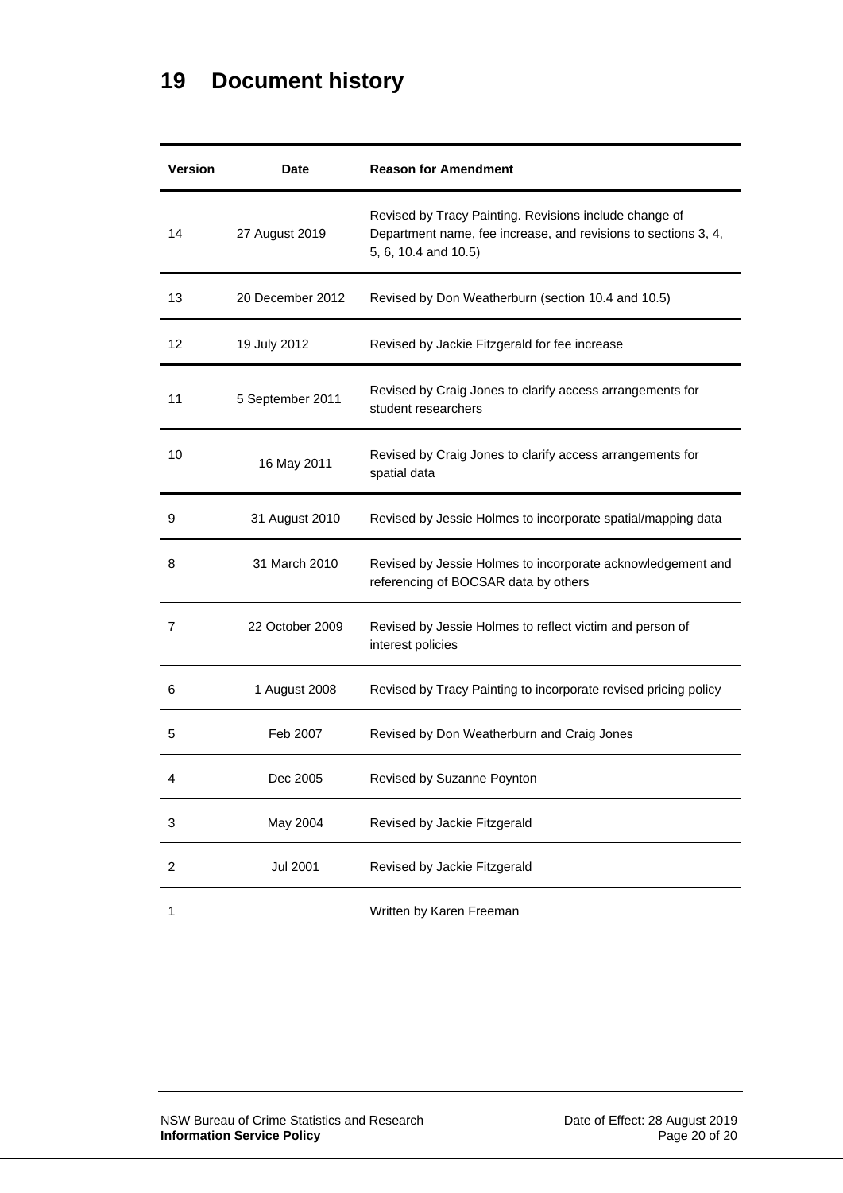# 19 Document history

| Version | Date | Reason for Amendment |
|---|---|---|
| 14 | 27 August 2019 | Revised by Tracy Painting. Revisions include change of Department name, fee increase, and revisions to sections 3, 4, 5, 6, 10.4 and 10.5) |
| 13 | 20 December 2012 | Revised by Don Weatherburn (section 10.4 and 10.5) |
| 12 | 19 July 2012 | Revised by Jackie Fitzgerald for fee increase |
| 11 | 5 September 2011 | Revised by Craig Jones to clarify access arrangements for student researchers |
| 10 | 16 May 2011 | Revised by Craig Jones to clarify access arrangements for spatial data |
| 9 | 31 August 2010 | Revised by Jessie Holmes to incorporate spatial/mapping data |
| 8 | 31 March 2010 | Revised by Jessie Holmes to incorporate acknowledgement and referencing of BOCSAR data by others |
| 7 | 22 October 2009 | Revised by Jessie Holmes to reflect victim and person of interest policies |
| 6 | 1 August 2008 | Revised by Tracy Painting to incorporate revised pricing policy |
| 5 | Feb 2007 | Revised by Don Weatherburn and Craig Jones |
| 4 | Dec 2005 | Revised by Suzanne Poynton |
| 3 | May 2004 | Revised by Jackie Fitzgerald |
| 2 | Jul 2001 | Revised by Jackie Fitzgerald |
| 1 | | Written by Karen Freeman |